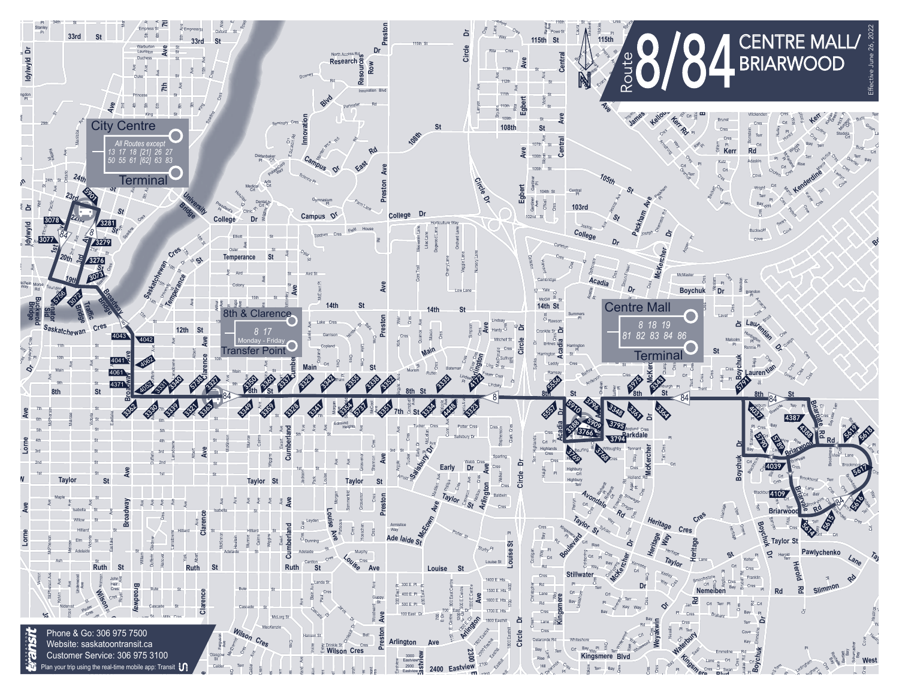# Route 8/84 CENTRE MALL/ BRIARWOOD

Effective June 26, 2022

**City Centre Terminal**

All Routes except 13 17 18 [21] 26 27 50 55 61 [62] 63 83

**8th & Clarence Transfer Point**

8 17 Monday - Friday

**Centre Mall Terminal**

8 18 19 81 82 83 84 86

Phone & Go: 306 975 7500

Website: saskatoontransit.ca

Customer Service: 306 975 3100

Plan your trip using the real-time mobile app: Transit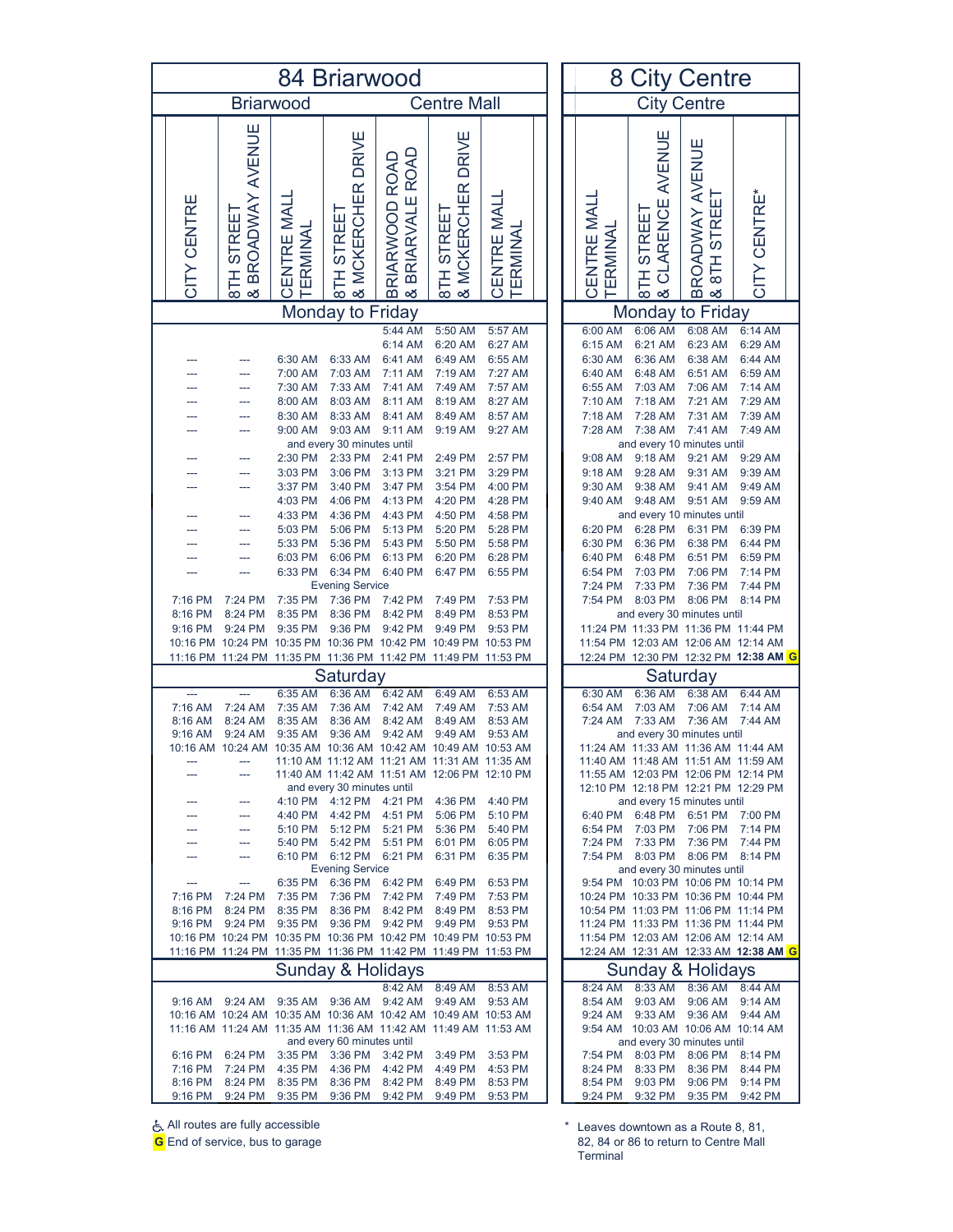# 84 Briarwood

## Briarwood → Centre Mall

| CITY CENTRE | 8TH STREET & BROADWAY AVENUE | CENTRE MALL TERMINAL | 8TH STREET & MCKERCHER DRIVE | BRIARWOOD ROAD & BRIARVALE ROAD | 8TH STREET & MCKERCHER DRIVE | CENTRE MALL TERMINAL |
|---|---|---|---|---|---|---|
| **Monday to Friday** | | | | | | |
| | | | | 5:44 AM | 5:50 AM | 5:57 AM |
| | | | | 6:14 AM | 6:20 AM | 6:27 AM |
| --- | --- | 6:30 AM | 6:33 AM | 6:41 AM | 6:49 AM | 6:55 AM |
| --- | --- | 7:00 AM | 7:03 AM | 7:11 AM | 7:19 AM | 7:27 AM |
| --- | --- | 7:30 AM | 7:33 AM | 7:41 AM | 7:49 AM | 7:57 AM |
| --- | --- | 8:00 AM | 8:03 AM | 8:11 AM | 8:19 AM | 8:27 AM |
| --- | --- | 8:30 AM | 8:33 AM | 8:41 AM | 8:49 AM | 8:57 AM |
| --- | --- | 9:00 AM | 9:03 AM | 9:11 AM | 9:19 AM | 9:27 AM |
| and every 30 minutes until | | | | | | |
| --- | --- | 2:30 PM | 2:33 PM | 2:41 PM | 2:49 PM | 2:57 PM |
| --- | --- | 3:03 PM | 3:06 PM | 3:13 PM | 3:21 PM | 3:29 PM |
| --- | --- | 3:37 PM | 3:40 PM | 3:47 PM | 3:54 PM | 4:00 PM |
| | | 4:03 PM | 4:06 PM | 4:13 PM | 4:20 PM | 4:28 PM |
| --- | --- | 4:33 PM | 4:36 PM | 4:43 PM | 4:50 PM | 4:58 PM |
| --- | --- | 5:03 PM | 5:06 PM | 5:13 PM | 5:20 PM | 5:28 PM |
| --- | --- | 5:33 PM | 5:36 PM | 5:43 PM | 5:50 PM | 5:58 PM |
| --- | --- | 6:03 PM | 6:06 PM | 6:13 PM | 6:20 PM | 6:28 PM |
| --- | --- | 6:33 PM | 6:34 PM | 6:40 PM | 6:47 PM | 6:55 PM |
| Evening Service | | | | | | |
| 7:16 PM | 7:24 PM | 7:35 PM | 7:36 PM | 7:42 PM | 7:49 PM | 7:53 PM |
| 8:16 PM | 8:24 PM | 8:35 PM | 8:36 PM | 8:42 PM | 8:49 PM | 8:53 PM |
| 9:16 PM | 9:24 PM | 9:35 PM | 9:36 PM | 9:42 PM | 9:49 PM | 9:53 PM |
| 10:16 PM | 10:24 PM | 10:35 PM | 10:36 PM | 10:42 PM | 10:49 PM | 10:53 PM |
| 11:16 PM | 11:24 PM | 11:35 PM | 11:36 PM | 11:42 PM | 11:49 PM | 11:53 PM |
| **Saturday** | | | | | | |
| --- | --- | 6:35 AM | 6:36 AM | 6:42 AM | 6:49 AM | 6:53 AM |
| 7:16 AM | 7:24 AM | 7:35 AM | 7:36 AM | 7:42 AM | 7:49 AM | 7:53 AM |
| 8:16 AM | 8:24 AM | 8:35 AM | 8:36 AM | 8:42 AM | 8:49 AM | 8:53 AM |
| 9:16 AM | 9:24 AM | 9:35 AM | 9:36 AM | 9:42 AM | 9:49 AM | 9:53 AM |
| 10:16 AM | 10:24 AM | 10:35 AM | 10:36 AM | 10:42 AM | 10:49 AM | 10:53 AM |
| --- | --- | 11:10 AM | 11:12 AM | 11:21 AM | 11:31 AM | 11:35 AM |
| --- | --- | 11:40 AM | 11:42 AM | 11:51 AM | 12:06 PM | 12:10 PM |
| and every 30 minutes until | | | | | | |
| --- | --- | 4:10 PM | 4:12 PM | 4:21 PM | 4:36 PM | 4:40 PM |
| --- | --- | 4:40 PM | 4:42 PM | 4:51 PM | 5:06 PM | 5:10 PM |
| --- | --- | 5:10 PM | 5:12 PM | 5:21 PM | 5:36 PM | 5:40 PM |
| --- | --- | 5:40 PM | 5:42 PM | 5:51 PM | 6:01 PM | 6:05 PM |
| --- | --- | 6:10 PM | 6:12 PM | 6:21 PM | 6:31 PM | 6:35 PM |
| Evening Service | | | | | | |
| --- | --- | 6:35 PM | 6:36 PM | 6:42 PM | 6:49 PM | 6:53 PM |
| 7:16 PM | 7:24 PM | 7:35 PM | 7:36 PM | 7:42 PM | 7:49 PM | 7:53 PM |
| 8:16 PM | 8:24 PM | 8:35 PM | 8:36 PM | 8:42 PM | 8:49 PM | 8:53 PM |
| 9:16 PM | 9:24 PM | 9:35 PM | 9:36 PM | 9:42 PM | 9:49 PM | 9:53 PM |
| 10:16 PM | 10:24 PM | 10:35 PM | 10:36 PM | 10:42 PM | 10:49 PM | 10:53 PM |
| 11:16 PM | 11:24 PM | 11:35 PM | 11:36 PM | 11:42 PM | 11:49 PM | 11:53 PM |
| **Sunday & Holidays** | | | | | | |
| | | | | 8:42 AM | 8:49 AM | 8:53 AM |
| 9:16 AM | 9:24 AM | 9:35 AM | 9:36 AM | 9:42 AM | 9:49 AM | 9:53 AM |
| 10:16 AM | 10:24 AM | 10:35 AM | 10:36 AM | 10:42 AM | 10:49 AM | 10:53 AM |
| 11:16 AM | 11:24 AM | 11:35 AM | 11:36 AM | 11:42 AM | 11:49 AM | 11:53 AM |
| and every 60 minutes until | | | | | | |
| 6:16 PM | 6:24 PM | 3:35 PM | 3:36 PM | 3:42 PM | 3:49 PM | 3:53 PM |
| 7:16 PM | 7:24 PM | 4:35 PM | 4:36 PM | 4:42 PM | 4:49 PM | 4:53 PM |
| 8:16 PM | 8:24 PM | 8:35 PM | 8:36 PM | 8:42 PM | 8:49 PM | 8:53 PM |
| 9:16 PM | 9:24 PM | 9:35 PM | 9:36 PM | 9:42 PM | 9:49 PM | 9:53 PM |

# 8 City Centre

## City Centre

| CENTRE MALL TERMINAL | 8TH STREET & CLARENCE AVENUE | BROADWAY AVENUE & 8TH STREET | CITY CENTRE* |
|---|---|---|---|
| **Monday to Friday** | | | |
| 6:00 AM | 6:06 AM | 6:08 AM | 6:14 AM |
| 6:15 AM | 6:21 AM | 6:23 AM | 6:29 AM |
| 6:30 AM | 6:36 AM | 6:38 AM | 6:44 AM |
| 6:40 AM | 6:48 AM | 6:51 AM | 6:59 AM |
| 6:55 AM | 7:03 AM | 7:06 AM | 7:14 AM |
| 7:10 AM | 7:18 AM | 7:21 AM | 7:29 AM |
| 7:18 AM | 7:28 AM | 7:31 AM | 7:39 AM |
| 7:28 AM | 7:38 AM | 7:41 AM | 7:49 AM |
| and every 10 minutes until | | | |
| 9:08 AM | 9:18 AM | 9:21 AM | 9:29 AM |
| 9:18 AM | 9:28 AM | 9:31 AM | 9:39 AM |
| 9:30 AM | 9:38 AM | 9:41 AM | 9:49 AM |
| 9:40 AM | 9:48 AM | 9:51 AM | 9:59 AM |
| and every 10 minutes until | | | |
| 6:20 PM | 6:28 PM | 6:31 PM | 6:39 PM |
| 6:30 PM | 6:36 PM | 6:38 PM | 6:44 PM |
| 6:40 PM | 6:48 PM | 6:51 PM | 6:59 PM |
| 6:54 PM | 7:03 PM | 7:06 PM | 7:14 PM |
| 7:24 PM | 7:33 PM | 7:36 PM | 7:44 PM |
| 7:54 PM | 8:03 PM | 8:06 PM | 8:14 PM |
| and every 30 minutes until | | | |
| 11:24 PM | 11:33 PM | 11:36 PM | 11:44 PM |
| 11:54 PM | 12:03 AM | 12:06 AM | 12:14 AM |
| 12:24 PM | 12:30 PM | 12:32 PM | **12:38 AM** G |
| **Saturday** | | | |
| 6:30 AM | 6:36 AM | 6:38 AM | 6:44 AM |
| 6:54 AM | 7:03 AM | 7:06 AM | 7:14 AM |
| 7:24 AM | 7:33 AM | 7:36 AM | 7:44 AM |
| and every 30 minutes until | | | |
| 11:24 AM | 11:33 AM | 11:36 AM | 11:44 AM |
| 11:40 AM | 11:48 AM | 11:51 AM | 11:59 AM |
| 11:55 AM | 12:03 PM | 12:06 PM | 12:14 PM |
| 12:10 PM | 12:18 PM | 12:21 PM | 12:29 PM |
| and every 15 minutes until | | | |
| 6:40 PM | 6:48 PM | 6:51 PM | 7:00 PM |
| 6:54 PM | 7:03 PM | 7:06 PM | 7:14 PM |
| 7:24 PM | 7:33 PM | 7:36 PM | 7:44 PM |
| 7:54 PM | 8:03 PM | 8:06 PM | 8:14 PM |
| and every 30 minutes until | | | |
| 9:54 PM | 10:03 PM | 10:06 PM | 10:14 PM |
| 10:24 PM | 10:33 PM | 10:36 PM | 10:44 PM |
| 10:54 PM | 11:03 PM | 11:06 PM | 11:14 PM |
| 11:24 PM | 11:33 PM | 11:36 PM | 11:44 PM |
| 11:54 PM | 12:03 AM | 12:06 AM | 12:14 AM |
| 12:24 AM | 12:31 AM | 12:33 AM | **12:38 AM** G |
| **Sunday & Holidays** | | | |
| 8:24 AM | 8:33 AM | 8:36 AM | 8:44 AM |
| 8:54 AM | 9:03 AM | 9:06 AM | 9:14 AM |
| 9:24 AM | 9:33 AM | 9:36 AM | 9:44 AM |
| 9:54 AM | 10:03 AM | 10:06 AM | 10:14 AM |
| and every 30 minutes until | | | |
| 7:54 PM | 8:03 PM | 8:06 PM | 8:14 PM |
| 8:24 PM | 8:33 PM | 8:36 PM | 8:44 PM |
| 8:54 PM | 9:03 PM | 9:06 PM | 9:14 PM |
| 9:24 PM | 9:32 PM | 9:35 PM | 9:42 PM |

♿ All routes are fully accessible

G End of service, bus to garage

* Leaves downtown as a Route 8, 81, 82, 84 or 86 to return to Centre Mall Terminal